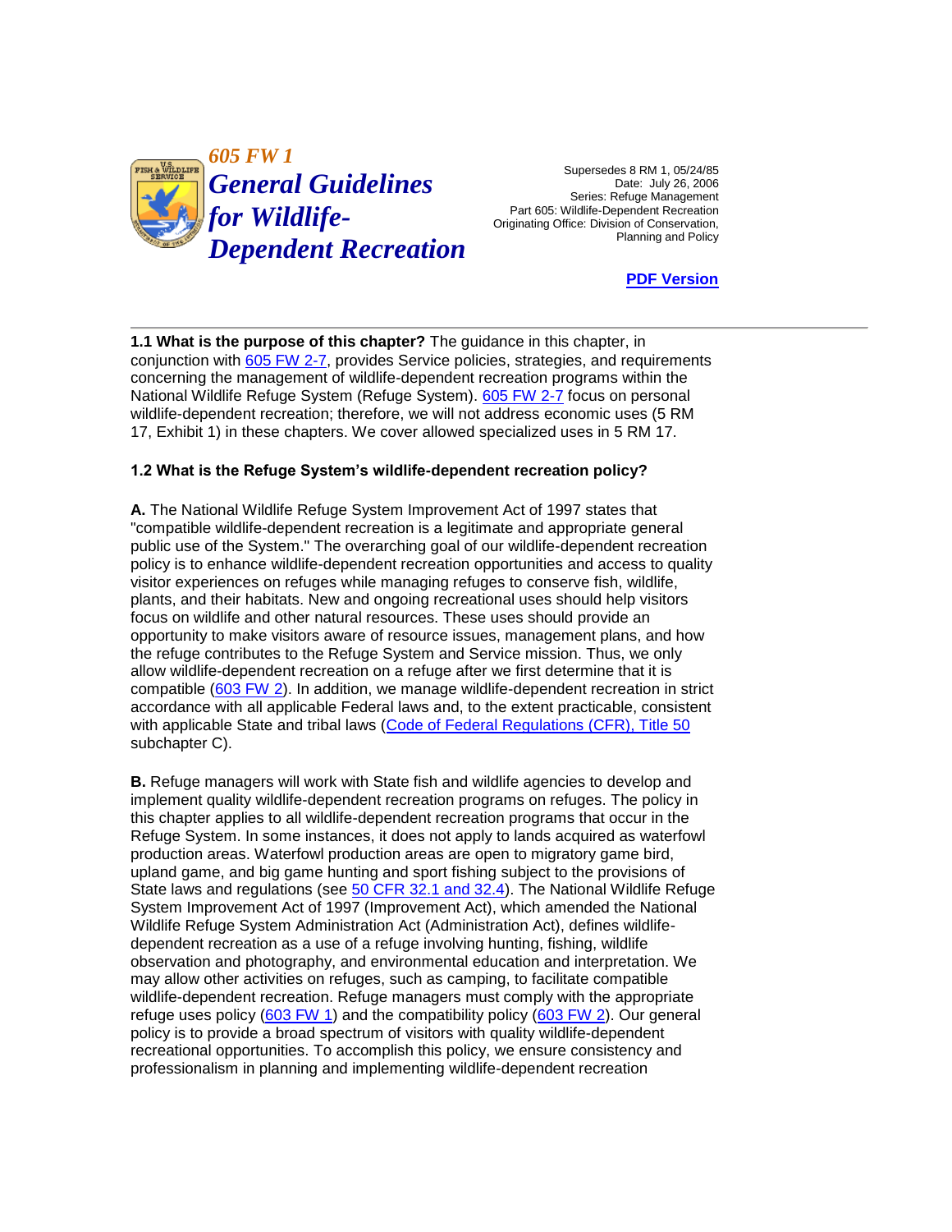# 605 FW 1
# General Guidelines for Wildlife-Dependent Recreation

Supersedes 8 RM 1, 05/24/85
Date: July 26, 2006
Series: Refuge Management
Part 605: Wildlife-Dependent Recreation
Originating Office: Division of Conservation, Planning and Policy

PDF Version

---

**1.1 What is the purpose of this chapter?** The guidance in this chapter, in conjunction with 605 FW 2-7, provides Service policies, strategies, and requirements concerning the management of wildlife-dependent recreation programs within the National Wildlife Refuge System (Refuge System). 605 FW 2-7 focus on personal wildlife-dependent recreation; therefore, we will not address economic uses (5 RM 17, Exhibit 1) in these chapters. We cover allowed specialized uses in 5 RM 17.

**1.2 What is the Refuge System's wildlife-dependent recreation policy?**

**A.** The National Wildlife Refuge System Improvement Act of 1997 states that "compatible wildlife-dependent recreation is a legitimate and appropriate general public use of the System." The overarching goal of our wildlife-dependent recreation policy is to enhance wildlife-dependent recreation opportunities and access to quality visitor experiences on refuges while managing refuges to conserve fish, wildlife, plants, and their habitats. New and ongoing recreational uses should help visitors focus on wildlife and other natural resources. These uses should provide an opportunity to make visitors aware of resource issues, management plans, and how the refuge contributes to the Refuge System and Service mission. Thus, we only allow wildlife-dependent recreation on a refuge after we first determine that it is compatible (603 FW 2). In addition, we manage wildlife-dependent recreation in strict accordance with all applicable Federal laws and, to the extent practicable, consistent with applicable State and tribal laws (Code of Federal Regulations (CFR), Title 50 subchapter C).

**B.** Refuge managers will work with State fish and wildlife agencies to develop and implement quality wildlife-dependent recreation programs on refuges. The policy in this chapter applies to all wildlife-dependent recreation programs that occur in the Refuge System. In some instances, it does not apply to lands acquired as waterfowl production areas. Waterfowl production areas are open to migratory game bird, upland game, and big game hunting and sport fishing subject to the provisions of State laws and regulations (see 50 CFR 32.1 and 32.4). The National Wildlife Refuge System Improvement Act of 1997 (Improvement Act), which amended the National Wildlife Refuge System Administration Act (Administration Act), defines wildlife-dependent recreation as a use of a refuge involving hunting, fishing, wildlife observation and photography, and environmental education and interpretation. We may allow other activities on refuges, such as camping, to facilitate compatible wildlife-dependent recreation. Refuge managers must comply with the appropriate refuge uses policy (603 FW 1) and the compatibility policy (603 FW 2). Our general policy is to provide a broad spectrum of visitors with quality wildlife-dependent recreational opportunities. To accomplish this policy, we ensure consistency and professionalism in planning and implementing wildlife-dependent recreation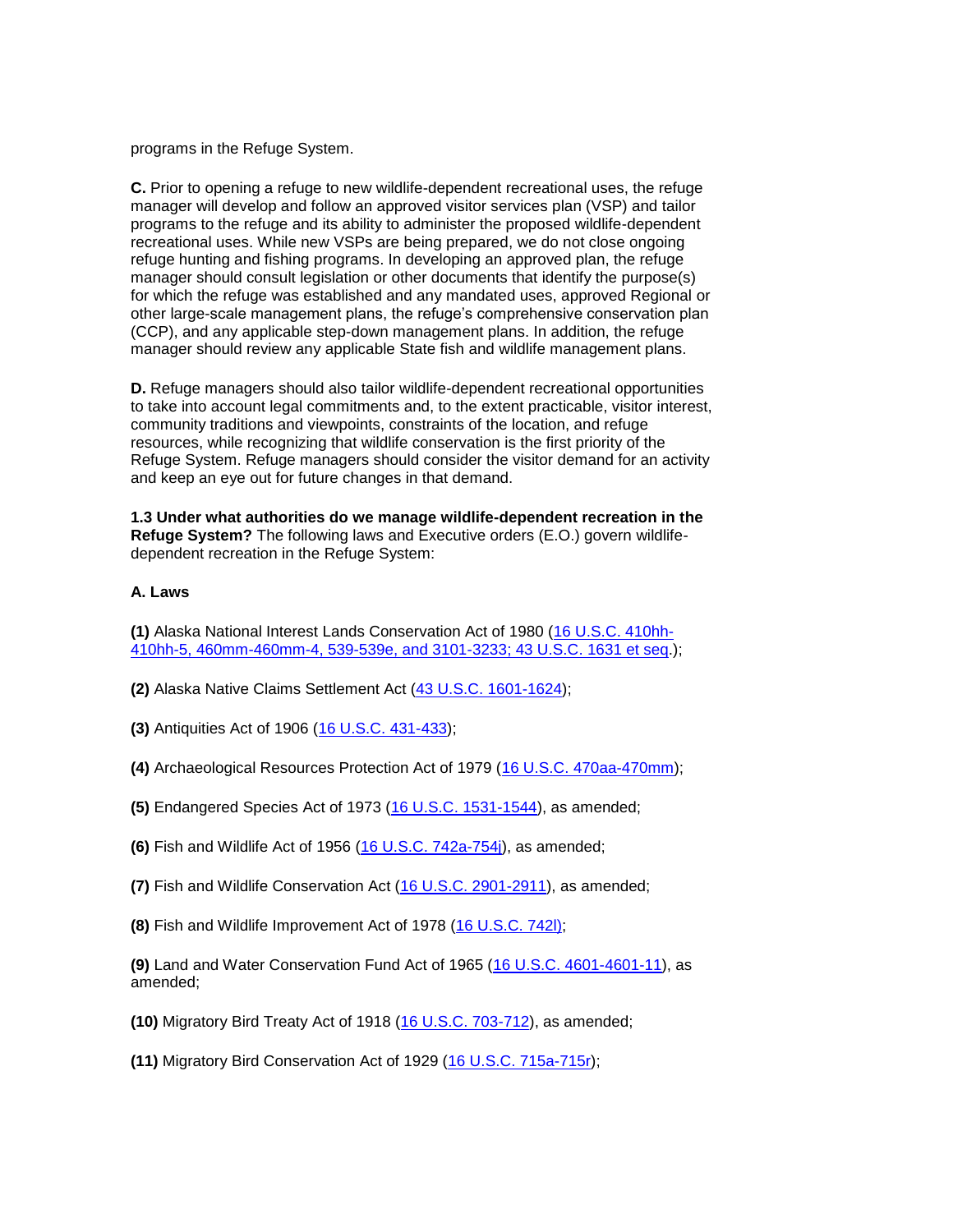programs in the Refuge System.

**C.** Prior to opening a refuge to new wildlife-dependent recreational uses, the refuge manager will develop and follow an approved visitor services plan (VSP) and tailor programs to the refuge and its ability to administer the proposed wildlife-dependent recreational uses. While new VSPs are being prepared, we do not close ongoing refuge hunting and fishing programs. In developing an approved plan, the refuge manager should consult legislation or other documents that identify the purpose(s) for which the refuge was established and any mandated uses, approved Regional or other large-scale management plans, the refuge's comprehensive conservation plan (CCP), and any applicable step-down management plans. In addition, the refuge manager should review any applicable State fish and wildlife management plans.

**D.** Refuge managers should also tailor wildlife-dependent recreational opportunities to take into account legal commitments and, to the extent practicable, visitor interest, community traditions and viewpoints, constraints of the location, and refuge resources, while recognizing that wildlife conservation is the first priority of the Refuge System. Refuge managers should consider the visitor demand for an activity and keep an eye out for future changes in that demand.

**1.3 Under what authorities do we manage wildlife-dependent recreation in the Refuge System?** The following laws and Executive orders (E.O.) govern wildlife-dependent recreation in the Refuge System:

**A. Laws**

**(1)** Alaska National Interest Lands Conservation Act of 1980 (16 U.S.C. 410hh-410hh-5, 460mm-460mm-4, 539-539e, and 3101-3233; 43 U.S.C. 1631 et seq.);

**(2)** Alaska Native Claims Settlement Act (43 U.S.C. 1601-1624);

**(3)** Antiquities Act of 1906 (16 U.S.C. 431-433);

**(4)** Archaeological Resources Protection Act of 1979 (16 U.S.C. 470aa-470mm);

**(5)** Endangered Species Act of 1973 (16 U.S.C. 1531-1544), as amended;

**(6)** Fish and Wildlife Act of 1956 (16 U.S.C. 742a-754j), as amended;

**(7)** Fish and Wildlife Conservation Act (16 U.S.C. 2901-2911), as amended;

**(8)** Fish and Wildlife Improvement Act of 1978 (16 U.S.C. 742l);

**(9)** Land and Water Conservation Fund Act of 1965 (16 U.S.C. 4601-4601-11), as amended;

**(10)** Migratory Bird Treaty Act of 1918 (16 U.S.C. 703-712), as amended;

**(11)** Migratory Bird Conservation Act of 1929 (16 U.S.C. 715a-715r);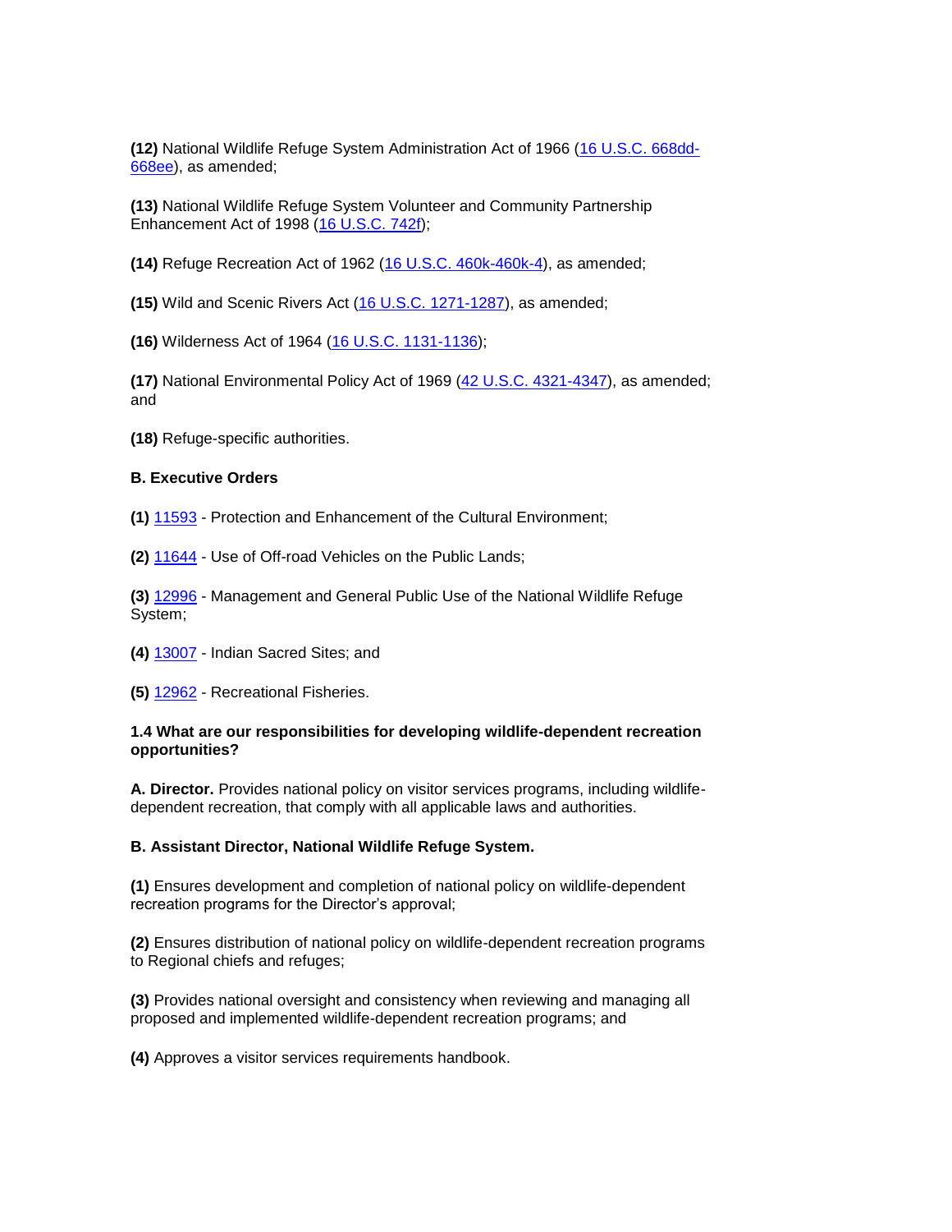**(12)** National Wildlife Refuge System Administration Act of 1966 (16 U.S.C. 668dd-668ee), as amended;

**(13)** National Wildlife Refuge System Volunteer and Community Partnership Enhancement Act of 1998 (16 U.S.C. 742f);

**(14)** Refuge Recreation Act of 1962 (16 U.S.C. 460k-460k-4), as amended;

**(15)** Wild and Scenic Rivers Act (16 U.S.C. 1271-1287), as amended;

**(16)** Wilderness Act of 1964 (16 U.S.C. 1131-1136);

**(17)** National Environmental Policy Act of 1969 (42 U.S.C. 4321-4347), as amended; and

**(18)** Refuge-specific authorities.

**B. Executive Orders**

**(1)** 11593 - Protection and Enhancement of the Cultural Environment;

**(2)** 11644 - Use of Off-road Vehicles on the Public Lands;

**(3)** 12996 - Management and General Public Use of the National Wildlife Refuge System;

**(4)** 13007 - Indian Sacred Sites; and

**(5)** 12962 - Recreational Fisheries.

**1.4 What are our responsibilities for developing wildlife-dependent recreation opportunities?**

**A. Director.** Provides national policy on visitor services programs, including wildlife-dependent recreation, that comply with all applicable laws and authorities.

**B. Assistant Director, National Wildlife Refuge System.**

**(1)** Ensures development and completion of national policy on wildlife-dependent recreation programs for the Director's approval;

**(2)** Ensures distribution of national policy on wildlife-dependent recreation programs to Regional chiefs and refuges;

**(3)** Provides national oversight and consistency when reviewing and managing all proposed and implemented wildlife-dependent recreation programs; and

**(4)** Approves a visitor services requirements handbook.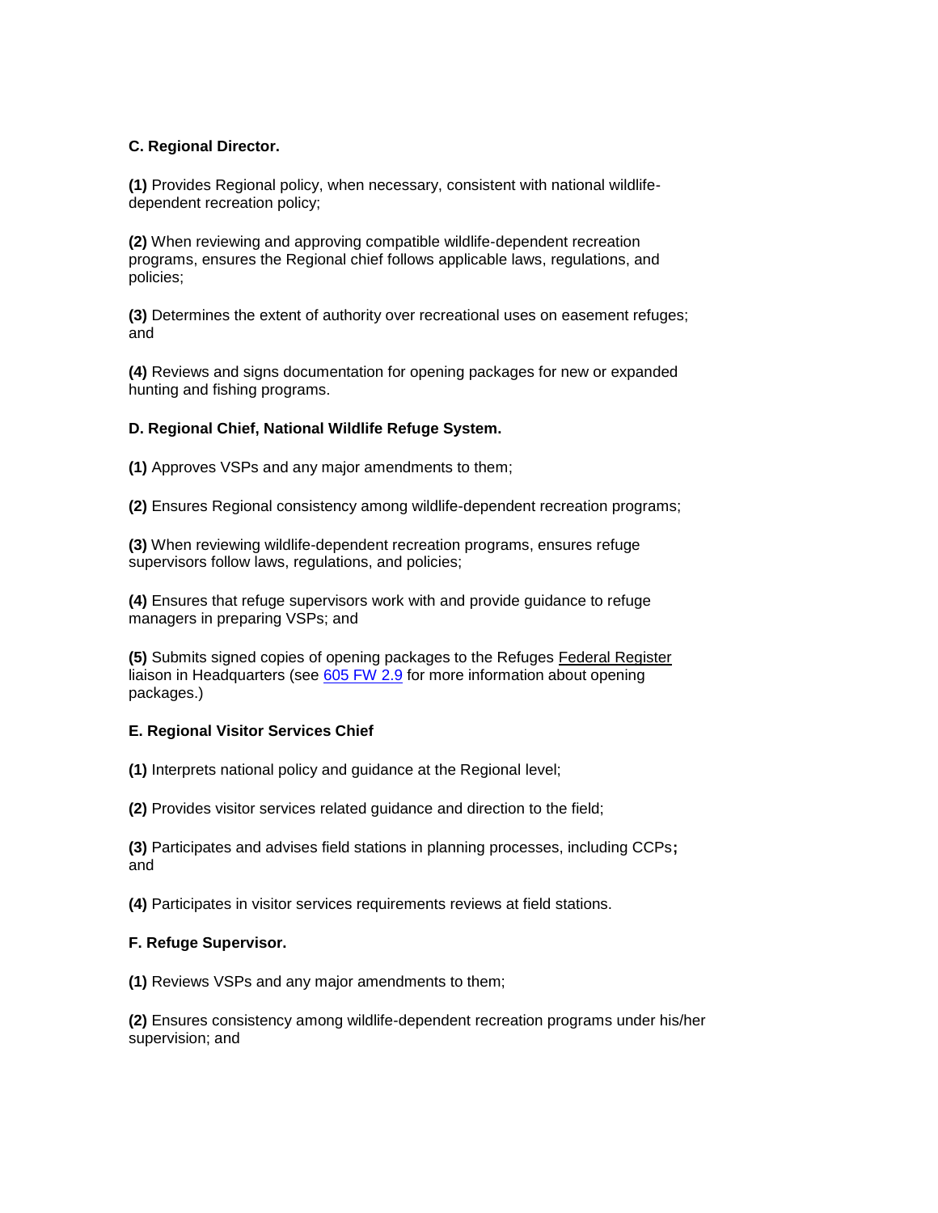**C. Regional Director.**

**(1)** Provides Regional policy, when necessary, consistent with national wildlife-dependent recreation policy;

**(2)** When reviewing and approving compatible wildlife-dependent recreation programs, ensures the Regional chief follows applicable laws, regulations, and policies;

**(3)** Determines the extent of authority over recreational uses on easement refuges; and

**(4)** Reviews and signs documentation for opening packages for new or expanded hunting and fishing programs.

**D. Regional Chief, National Wildlife Refuge System.**

**(1)** Approves VSPs and any major amendments to them;

**(2)** Ensures Regional consistency among wildlife-dependent recreation programs;

**(3)** When reviewing wildlife-dependent recreation programs, ensures refuge supervisors follow laws, regulations, and policies;

**(4)** Ensures that refuge supervisors work with and provide guidance to refuge managers in preparing VSPs; and

**(5)** Submits signed copies of opening packages to the Refuges Federal Register liaison in Headquarters (see 605 FW 2.9 for more information about opening packages.)

**E. Regional Visitor Services Chief**

**(1)** Interprets national policy and guidance at the Regional level;

**(2)** Provides visitor services related guidance and direction to the field;

**(3)** Participates and advises field stations in planning processes, including CCPs**;** and

**(4)** Participates in visitor services requirements reviews at field stations.

**F. Refuge Supervisor.**

**(1)** Reviews VSPs and any major amendments to them;

**(2)** Ensures consistency among wildlife-dependent recreation programs under his/her supervision; and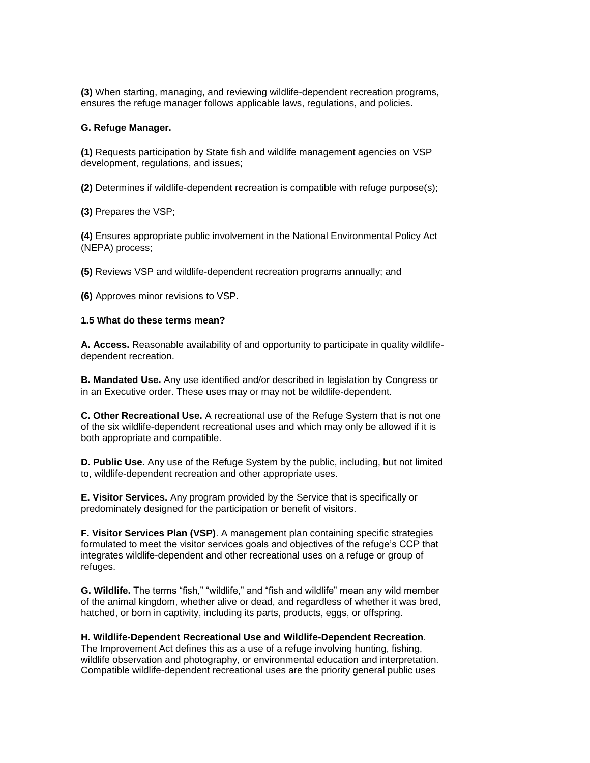**(3)** When starting, managing, and reviewing wildlife-dependent recreation programs, ensures the refuge manager follows applicable laws, regulations, and policies.

**G. Refuge Manager.**

**(1)** Requests participation by State fish and wildlife management agencies on VSP development, regulations, and issues;

**(2)** Determines if wildlife-dependent recreation is compatible with refuge purpose(s);

**(3)** Prepares the VSP;

**(4)** Ensures appropriate public involvement in the National Environmental Policy Act (NEPA) process;

**(5)** Reviews VSP and wildlife-dependent recreation programs annually; and

**(6)** Approves minor revisions to VSP.

**1.5 What do these terms mean?**

**A. Access.** Reasonable availability of and opportunity to participate in quality wildlife-dependent recreation.

**B. Mandated Use.** Any use identified and/or described in legislation by Congress or in an Executive order. These uses may or may not be wildlife-dependent.

**C. Other Recreational Use.** A recreational use of the Refuge System that is not one of the six wildlife-dependent recreational uses and which may only be allowed if it is both appropriate and compatible.

**D. Public Use.** Any use of the Refuge System by the public, including, but not limited to, wildlife-dependent recreation and other appropriate uses.

**E. Visitor Services.** Any program provided by the Service that is specifically or predominately designed for the participation or benefit of visitors.

**F. Visitor Services Plan (VSP)**. A management plan containing specific strategies formulated to meet the visitor services goals and objectives of the refuge's CCP that integrates wildlife-dependent and other recreational uses on a refuge or group of refuges.

**G. Wildlife.** The terms "fish," "wildlife," and "fish and wildlife" mean any wild member of the animal kingdom, whether alive or dead, and regardless of whether it was bred, hatched, or born in captivity, including its parts, products, eggs, or offspring.

**H. Wildlife-Dependent Recreational Use and Wildlife-Dependent Recreation**. The Improvement Act defines this as a use of a refuge involving hunting, fishing, wildlife observation and photography, or environmental education and interpretation. Compatible wildlife-dependent recreational uses are the priority general public uses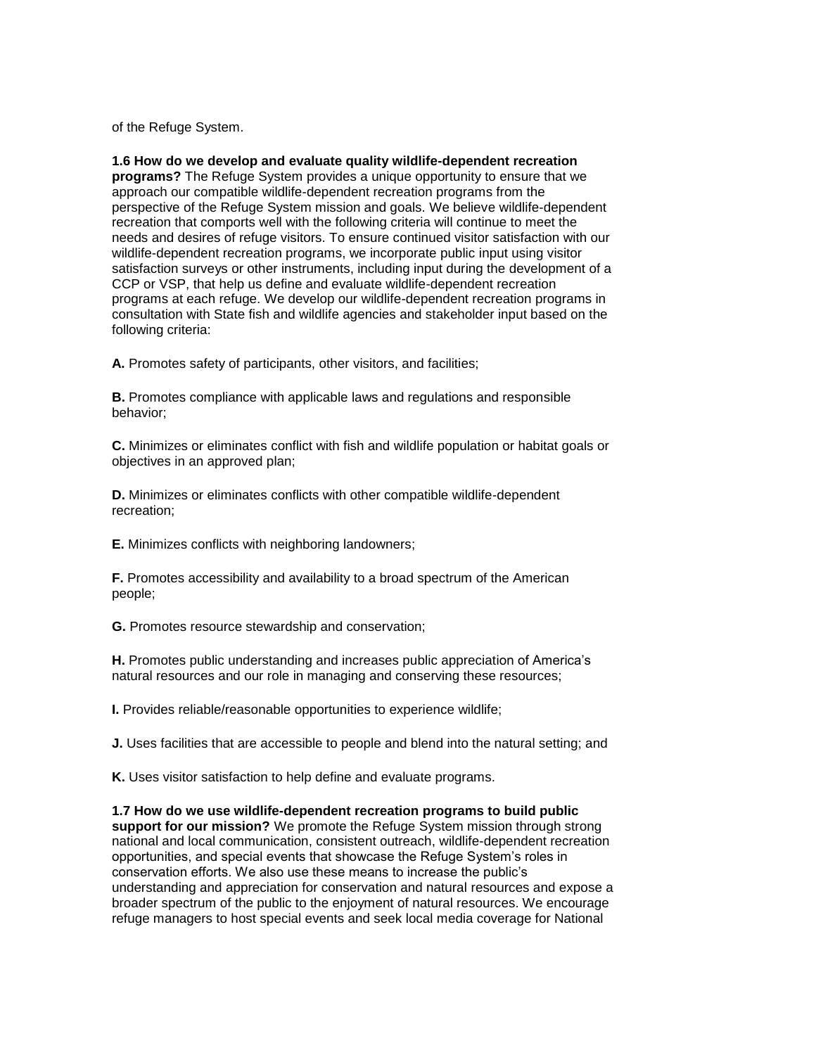of the Refuge System.

**1.6 How do we develop and evaluate quality wildlife-dependent recreation programs?** The Refuge System provides a unique opportunity to ensure that we approach our compatible wildlife-dependent recreation programs from the perspective of the Refuge System mission and goals. We believe wildlife-dependent recreation that comports well with the following criteria will continue to meet the needs and desires of refuge visitors. To ensure continued visitor satisfaction with our wildlife-dependent recreation programs, we incorporate public input using visitor satisfaction surveys or other instruments, including input during the development of a CCP or VSP, that help us define and evaluate wildlife-dependent recreation programs at each refuge. We develop our wildlife-dependent recreation programs in consultation with State fish and wildlife agencies and stakeholder input based on the following criteria:

**A.** Promotes safety of participants, other visitors, and facilities;

**B.** Promotes compliance with applicable laws and regulations and responsible behavior;

**C.** Minimizes or eliminates conflict with fish and wildlife population or habitat goals or objectives in an approved plan;

**D.** Minimizes or eliminates conflicts with other compatible wildlife-dependent recreation;

**E.** Minimizes conflicts with neighboring landowners;

**F.** Promotes accessibility and availability to a broad spectrum of the American people;

**G.** Promotes resource stewardship and conservation;

**H.** Promotes public understanding and increases public appreciation of America's natural resources and our role in managing and conserving these resources;

**I.** Provides reliable/reasonable opportunities to experience wildlife;

**J.** Uses facilities that are accessible to people and blend into the natural setting; and

**K.** Uses visitor satisfaction to help define and evaluate programs.

**1.7 How do we use wildlife-dependent recreation programs to build public support for our mission?** We promote the Refuge System mission through strong national and local communication, consistent outreach, wildlife-dependent recreation opportunities, and special events that showcase the Refuge System's roles in conservation efforts. We also use these means to increase the public's understanding and appreciation for conservation and natural resources and expose a broader spectrum of the public to the enjoyment of natural resources. We encourage refuge managers to host special events and seek local media coverage for National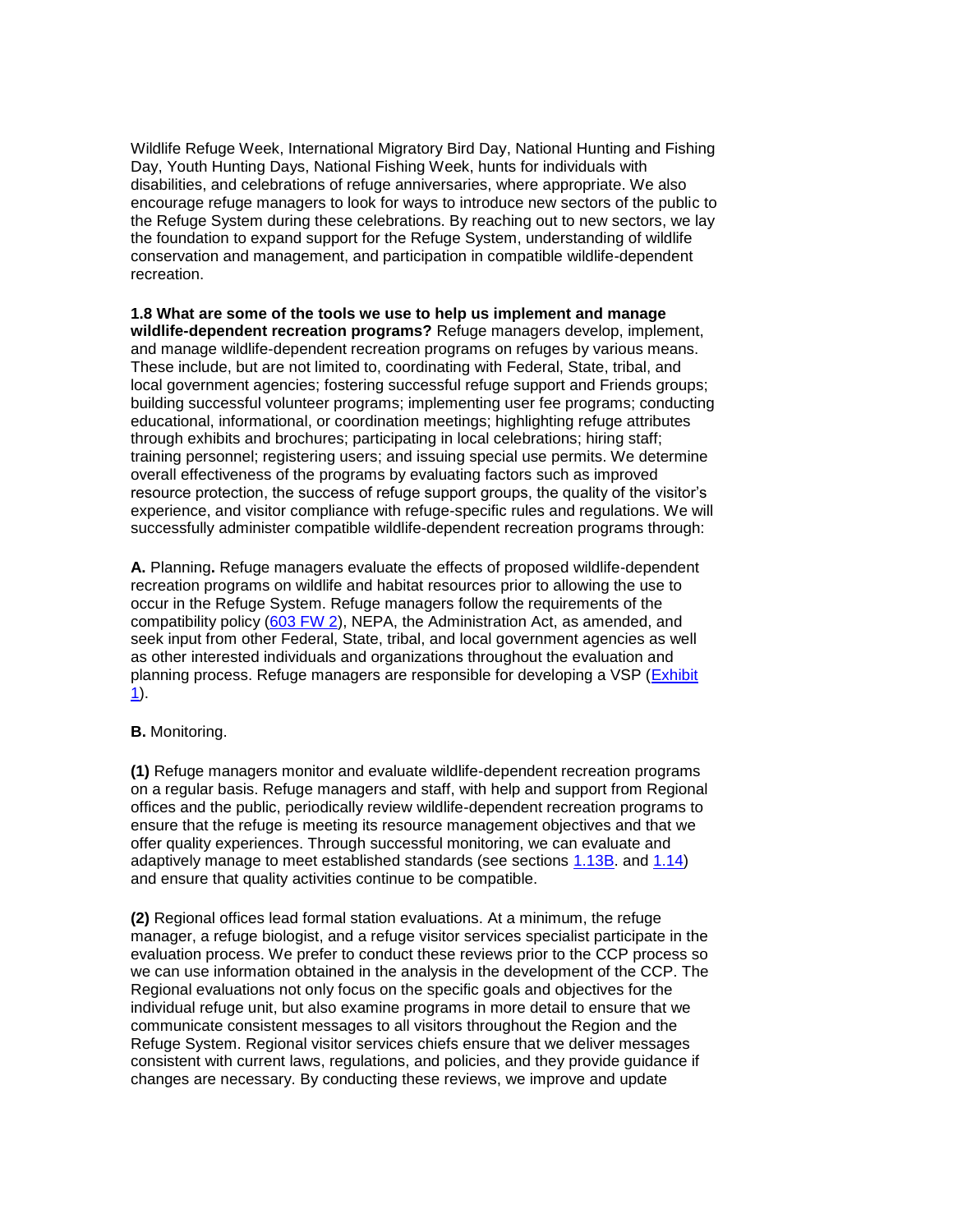Wildlife Refuge Week, International Migratory Bird Day, National Hunting and Fishing Day, Youth Hunting Days, National Fishing Week, hunts for individuals with disabilities, and celebrations of refuge anniversaries, where appropriate. We also encourage refuge managers to look for ways to introduce new sectors of the public to the Refuge System during these celebrations. By reaching out to new sectors, we lay the foundation to expand support for the Refuge System, understanding of wildlife conservation and management, and participation in compatible wildlife-dependent recreation.

**1.8 What are some of the tools we use to help us implement and manage wildlife-dependent recreation programs?** Refuge managers develop, implement, and manage wildlife-dependent recreation programs on refuges by various means. These include, but are not limited to, coordinating with Federal, State, tribal, and local government agencies; fostering successful refuge support and Friends groups; building successful volunteer programs; implementing user fee programs; conducting educational, informational, or coordination meetings; highlighting refuge attributes through exhibits and brochures; participating in local celebrations; hiring staff; training personnel; registering users; and issuing special use permits. We determine overall effectiveness of the programs by evaluating factors such as improved resource protection, the success of refuge support groups, the quality of the visitor's experience, and visitor compliance with refuge-specific rules and regulations. We will successfully administer compatible wildlife-dependent recreation programs through:

**A.** Planning**.** Refuge managers evaluate the effects of proposed wildlife-dependent recreation programs on wildlife and habitat resources prior to allowing the use to occur in the Refuge System. Refuge managers follow the requirements of the compatibility policy (603 FW 2), NEPA, the Administration Act, as amended, and seek input from other Federal, State, tribal, and local government agencies as well as other interested individuals and organizations throughout the evaluation and planning process. Refuge managers are responsible for developing a VSP (Exhibit 1).

**B.** Monitoring.

**(1)** Refuge managers monitor and evaluate wildlife-dependent recreation programs on a regular basis. Refuge managers and staff, with help and support from Regional offices and the public, periodically review wildlife-dependent recreation programs to ensure that the refuge is meeting its resource management objectives and that we offer quality experiences. Through successful monitoring, we can evaluate and adaptively manage to meet established standards (see sections 1.13B. and 1.14) and ensure that quality activities continue to be compatible.

**(2)** Regional offices lead formal station evaluations. At a minimum, the refuge manager, a refuge biologist, and a refuge visitor services specialist participate in the evaluation process. We prefer to conduct these reviews prior to the CCP process so we can use information obtained in the analysis in the development of the CCP. The Regional evaluations not only focus on the specific goals and objectives for the individual refuge unit, but also examine programs in more detail to ensure that we communicate consistent messages to all visitors throughout the Region and the Refuge System. Regional visitor services chiefs ensure that we deliver messages consistent with current laws, regulations, and policies, and they provide guidance if changes are necessary. By conducting these reviews, we improve and update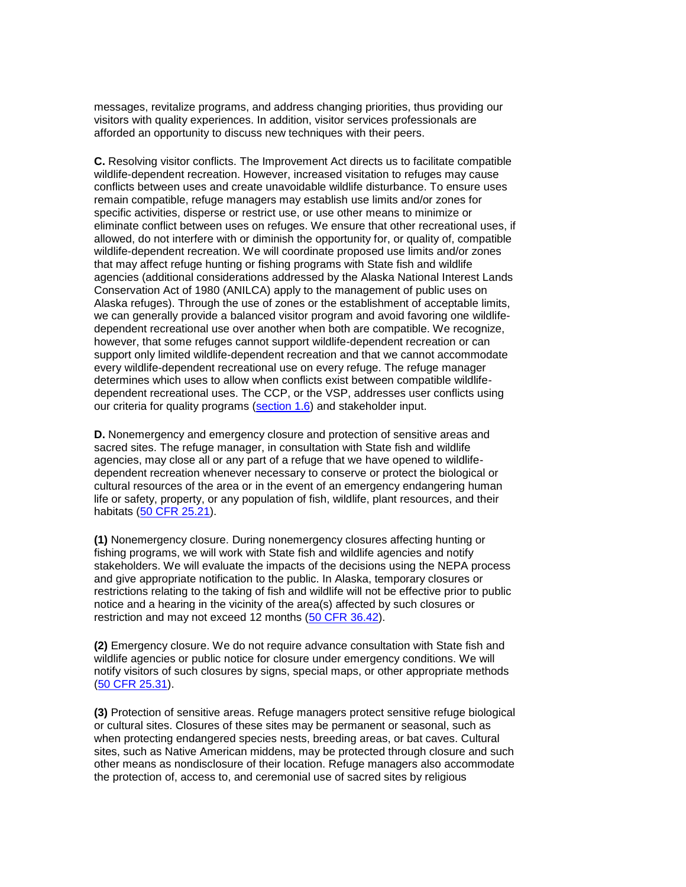messages, revitalize programs, and address changing priorities, thus providing our visitors with quality experiences. In addition, visitor services professionals are afforded an opportunity to discuss new techniques with their peers.

**C.** Resolving visitor conflicts. The Improvement Act directs us to facilitate compatible wildlife-dependent recreation. However, increased visitation to refuges may cause conflicts between uses and create unavoidable wildlife disturbance. To ensure uses remain compatible, refuge managers may establish use limits and/or zones for specific activities, disperse or restrict use, or use other means to minimize or eliminate conflict between uses on refuges. We ensure that other recreational uses, if allowed, do not interfere with or diminish the opportunity for, or quality of, compatible wildlife-dependent recreation. We will coordinate proposed use limits and/or zones that may affect refuge hunting or fishing programs with State fish and wildlife agencies (additional considerations addressed by the Alaska National Interest Lands Conservation Act of 1980 (ANILCA) apply to the management of public uses on Alaska refuges). Through the use of zones or the establishment of acceptable limits, we can generally provide a balanced visitor program and avoid favoring one wildlife-dependent recreational use over another when both are compatible. We recognize, however, that some refuges cannot support wildlife-dependent recreation or can support only limited wildlife-dependent recreation and that we cannot accommodate every wildlife-dependent recreational use on every refuge. The refuge manager determines which uses to allow when conflicts exist between compatible wildlife-dependent recreational uses. The CCP, or the VSP, addresses user conflicts using our criteria for quality programs (section 1.6) and stakeholder input.

**D.** Nonemergency and emergency closure and protection of sensitive areas and sacred sites. The refuge manager, in consultation with State fish and wildlife agencies, may close all or any part of a refuge that we have opened to wildlife-dependent recreation whenever necessary to conserve or protect the biological or cultural resources of the area or in the event of an emergency endangering human life or safety, property, or any population of fish, wildlife, plant resources, and their habitats (50 CFR 25.21).

**(1)** Nonemergency closure. During nonemergency closures affecting hunting or fishing programs, we will work with State fish and wildlife agencies and notify stakeholders. We will evaluate the impacts of the decisions using the NEPA process and give appropriate notification to the public. In Alaska, temporary closures or restrictions relating to the taking of fish and wildlife will not be effective prior to public notice and a hearing in the vicinity of the area(s) affected by such closures or restriction and may not exceed 12 months (50 CFR 36.42).

**(2)** Emergency closure. We do not require advance consultation with State fish and wildlife agencies or public notice for closure under emergency conditions. We will notify visitors of such closures by signs, special maps, or other appropriate methods (50 CFR 25.31).

**(3)** Protection of sensitive areas. Refuge managers protect sensitive refuge biological or cultural sites. Closures of these sites may be permanent or seasonal, such as when protecting endangered species nests, breeding areas, or bat caves. Cultural sites, such as Native American middens, may be protected through closure and such other means as nondisclosure of their location. Refuge managers also accommodate the protection of, access to, and ceremonial use of sacred sites by religious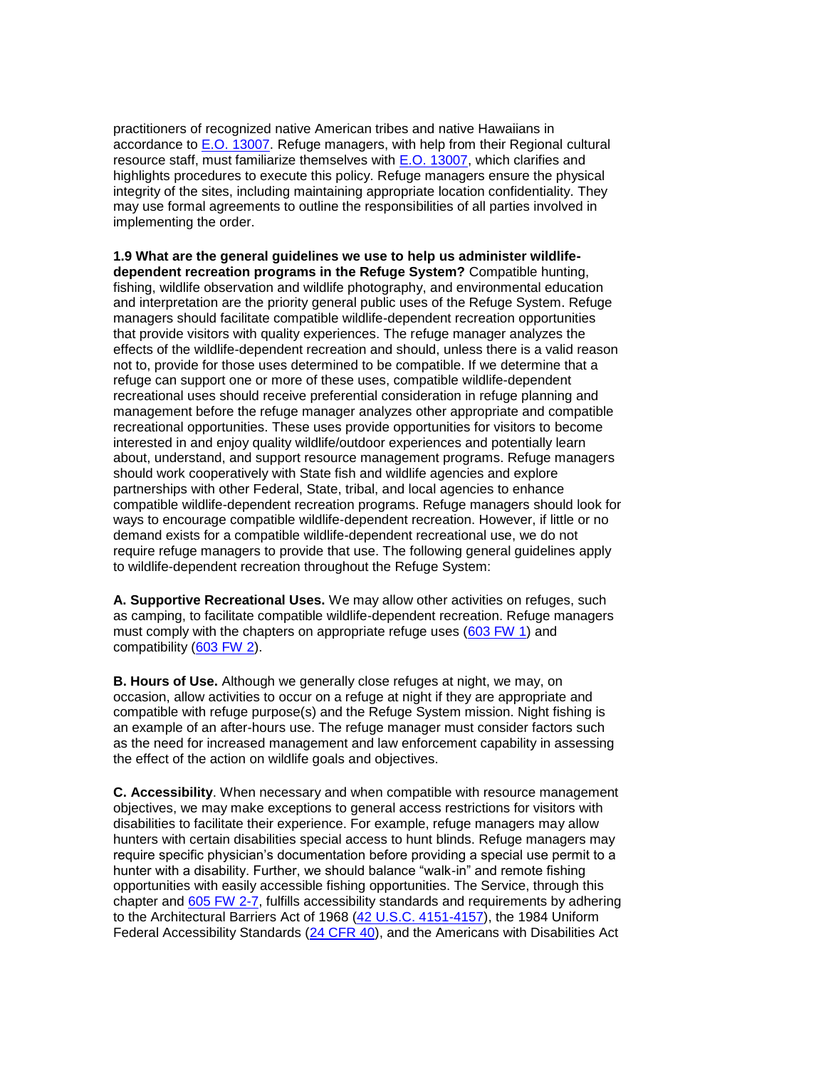practitioners of recognized native American tribes and native Hawaiians in accordance to [E.O. 13007](). Refuge managers, with help from their Regional cultural resource staff, must familiarize themselves with [E.O. 13007](), which clarifies and highlights procedures to execute this policy. Refuge managers ensure the physical integrity of the sites, including maintaining appropriate location confidentiality. They may use formal agreements to outline the responsibilities of all parties involved in implementing the order.

**1.9 What are the general guidelines we use to help us administer wildlife-dependent recreation programs in the Refuge System?** Compatible hunting, fishing, wildlife observation and wildlife photography, and environmental education and interpretation are the priority general public uses of the Refuge System. Refuge managers should facilitate compatible wildlife-dependent recreation opportunities that provide visitors with quality experiences. The refuge manager analyzes the effects of the wildlife-dependent recreation and should, unless there is a valid reason not to, provide for those uses determined to be compatible. If we determine that a refuge can support one or more of these uses, compatible wildlife-dependent recreational uses should receive preferential consideration in refuge planning and management before the refuge manager analyzes other appropriate and compatible recreational opportunities. These uses provide opportunities for visitors to become interested in and enjoy quality wildlife/outdoor experiences and potentially learn about, understand, and support resource management programs. Refuge managers should work cooperatively with State fish and wildlife agencies and explore partnerships with other Federal, State, tribal, and local agencies to enhance compatible wildlife-dependent recreation programs. Refuge managers should look for ways to encourage compatible wildlife-dependent recreation. However, if little or no demand exists for a compatible wildlife-dependent recreational use, we do not require refuge managers to provide that use. The following general guidelines apply to wildlife-dependent recreation throughout the Refuge System:

**A. Supportive Recreational Uses.** We may allow other activities on refuges, such as camping, to facilitate compatible wildlife-dependent recreation. Refuge managers must comply with the chapters on appropriate refuge uses ([603 FW 1]()) and compatibility ([603 FW 2]()).

**B. Hours of Use.** Although we generally close refuges at night, we may, on occasion, allow activities to occur on a refuge at night if they are appropriate and compatible with refuge purpose(s) and the Refuge System mission. Night fishing is an example of an after-hours use. The refuge manager must consider factors such as the need for increased management and law enforcement capability in assessing the effect of the action on wildlife goals and objectives.

**C. Accessibility**. When necessary and when compatible with resource management objectives, we may make exceptions to general access restrictions for visitors with disabilities to facilitate their experience. For example, refuge managers may allow hunters with certain disabilities special access to hunt blinds. Refuge managers may require specific physician's documentation before providing a special use permit to a hunter with a disability. Further, we should balance "walk-in" and remote fishing opportunities with easily accessible fishing opportunities. The Service, through this chapter and [605 FW 2-7](), fulfills accessibility standards and requirements by adhering to the Architectural Barriers Act of 1968 ([42 U.S.C. 4151-4157]()), the 1984 Uniform Federal Accessibility Standards ([24 CFR 40]()), and the Americans with Disabilities Act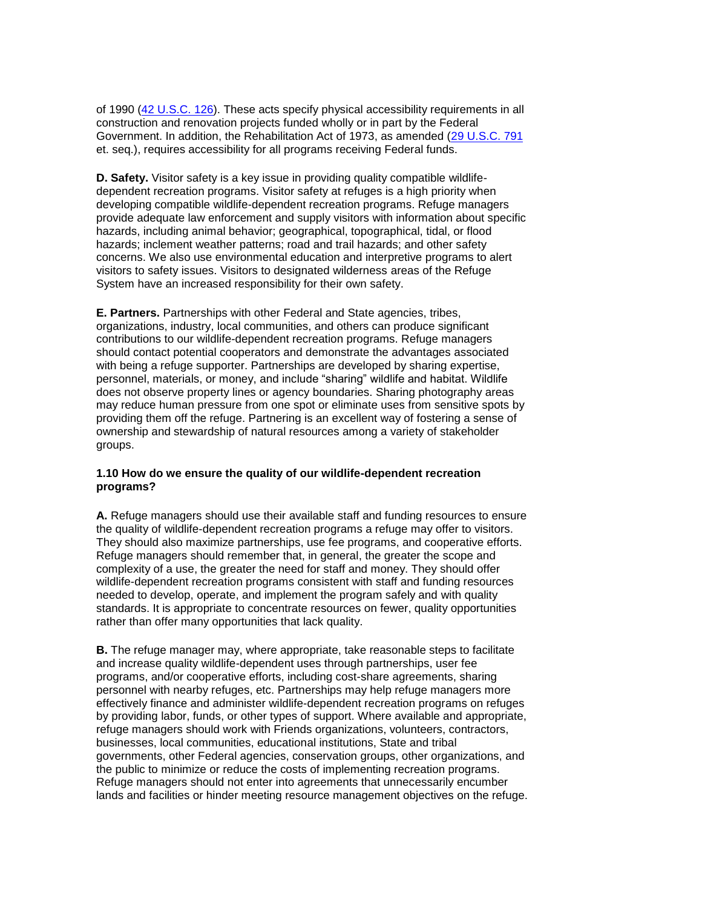of 1990 (42 U.S.C. 126). These acts specify physical accessibility requirements in all construction and renovation projects funded wholly or in part by the Federal Government. In addition, the Rehabilitation Act of 1973, as amended (29 U.S.C. 791 et. seq.), requires accessibility for all programs receiving Federal funds.

**D. Safety.** Visitor safety is a key issue in providing quality compatible wildlife-dependent recreation programs. Visitor safety at refuges is a high priority when developing compatible wildlife-dependent recreation programs. Refuge managers provide adequate law enforcement and supply visitors with information about specific hazards, including animal behavior; geographical, topographical, tidal, or flood hazards; inclement weather patterns; road and trail hazards; and other safety concerns. We also use environmental education and interpretive programs to alert visitors to safety issues. Visitors to designated wilderness areas of the Refuge System have an increased responsibility for their own safety.

**E. Partners.** Partnerships with other Federal and State agencies, tribes, organizations, industry, local communities, and others can produce significant contributions to our wildlife-dependent recreation programs. Refuge managers should contact potential cooperators and demonstrate the advantages associated with being a refuge supporter. Partnerships are developed by sharing expertise, personnel, materials, or money, and include "sharing" wildlife and habitat. Wildlife does not observe property lines or agency boundaries. Sharing photography areas may reduce human pressure from one spot or eliminate uses from sensitive spots by providing them off the refuge. Partnering is an excellent way of fostering a sense of ownership and stewardship of natural resources among a variety of stakeholder groups.

**1.10 How do we ensure the quality of our wildlife-dependent recreation programs?**

**A.** Refuge managers should use their available staff and funding resources to ensure the quality of wildlife-dependent recreation programs a refuge may offer to visitors. They should also maximize partnerships, use fee programs, and cooperative efforts. Refuge managers should remember that, in general, the greater the scope and complexity of a use, the greater the need for staff and money. They should offer wildlife-dependent recreation programs consistent with staff and funding resources needed to develop, operate, and implement the program safely and with quality standards. It is appropriate to concentrate resources on fewer, quality opportunities rather than offer many opportunities that lack quality.

**B.** The refuge manager may, where appropriate, take reasonable steps to facilitate and increase quality wildlife-dependent uses through partnerships, user fee programs, and/or cooperative efforts, including cost-share agreements, sharing personnel with nearby refuges, etc. Partnerships may help refuge managers more effectively finance and administer wildlife-dependent recreation programs on refuges by providing labor, funds, or other types of support. Where available and appropriate, refuge managers should work with Friends organizations, volunteers, contractors, businesses, local communities, educational institutions, State and tribal governments, other Federal agencies, conservation groups, other organizations, and the public to minimize or reduce the costs of implementing recreation programs. Refuge managers should not enter into agreements that unnecessarily encumber lands and facilities or hinder meeting resource management objectives on the refuge.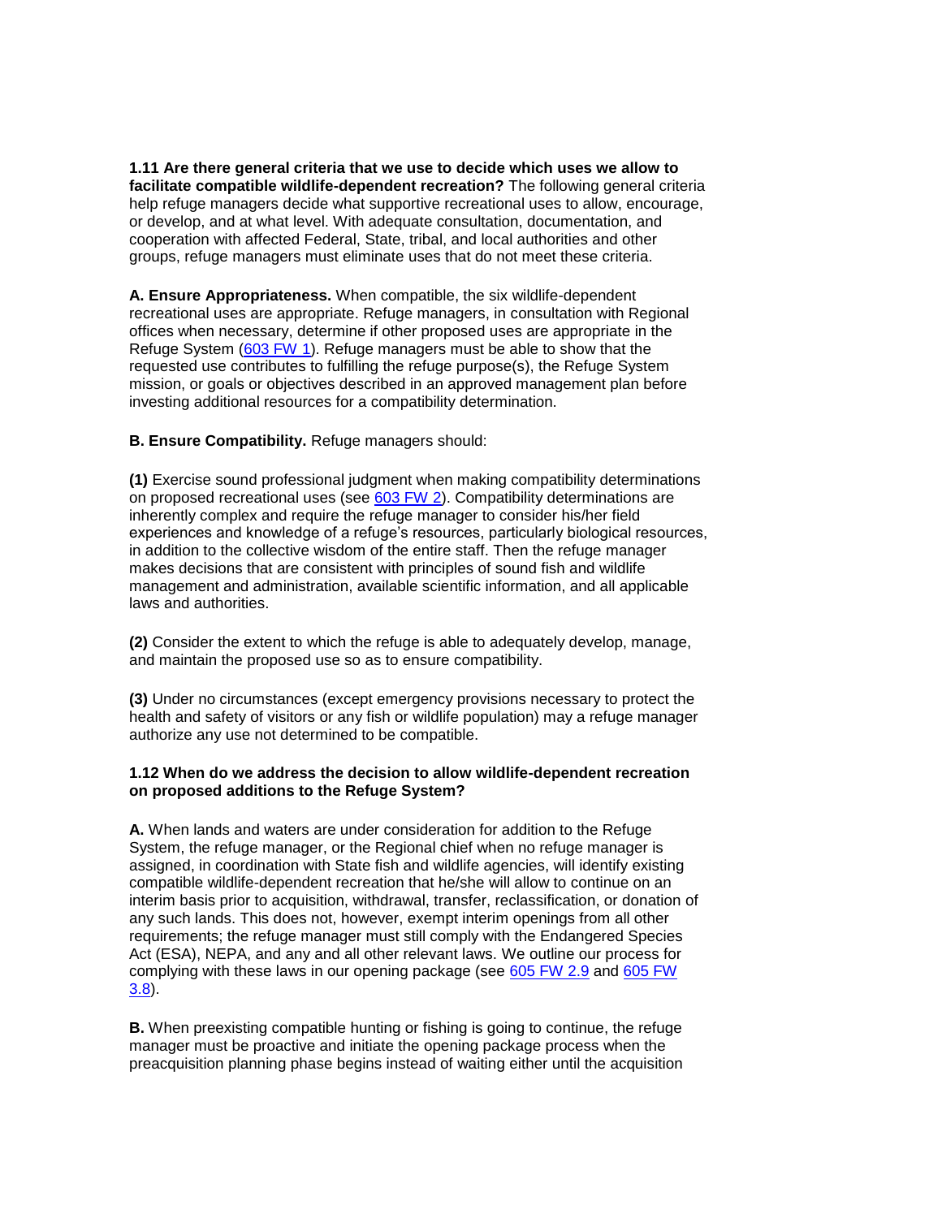**1.11 Are there general criteria that we use to decide which uses we allow to facilitate compatible wildlife-dependent recreation?** The following general criteria help refuge managers decide what supportive recreational uses to allow, encourage, or develop, and at what level. With adequate consultation, documentation, and cooperation with affected Federal, State, tribal, and local authorities and other groups, refuge managers must eliminate uses that do not meet these criteria.

**A. Ensure Appropriateness.** When compatible, the six wildlife-dependent recreational uses are appropriate. Refuge managers, in consultation with Regional offices when necessary, determine if other proposed uses are appropriate in the Refuge System (603 FW 1). Refuge managers must be able to show that the requested use contributes to fulfilling the refuge purpose(s), the Refuge System mission, or goals or objectives described in an approved management plan before investing additional resources for a compatibility determination.

**B. Ensure Compatibility.** Refuge managers should:

**(1)** Exercise sound professional judgment when making compatibility determinations on proposed recreational uses (see 603 FW 2). Compatibility determinations are inherently complex and require the refuge manager to consider his/her field experiences and knowledge of a refuge's resources, particularly biological resources, in addition to the collective wisdom of the entire staff. Then the refuge manager makes decisions that are consistent with principles of sound fish and wildlife management and administration, available scientific information, and all applicable laws and authorities.

**(2)** Consider the extent to which the refuge is able to adequately develop, manage, and maintain the proposed use so as to ensure compatibility.

**(3)** Under no circumstances (except emergency provisions necessary to protect the health and safety of visitors or any fish or wildlife population) may a refuge manager authorize any use not determined to be compatible.

**1.12 When do we address the decision to allow wildlife-dependent recreation on proposed additions to the Refuge System?**

**A.** When lands and waters are under consideration for addition to the Refuge System, the refuge manager, or the Regional chief when no refuge manager is assigned, in coordination with State fish and wildlife agencies, will identify existing compatible wildlife-dependent recreation that he/she will allow to continue on an interim basis prior to acquisition, withdrawal, transfer, reclassification, or donation of any such lands. This does not, however, exempt interim openings from all other requirements; the refuge manager must still comply with the Endangered Species Act (ESA), NEPA, and any and all other relevant laws. We outline our process for complying with these laws in our opening package (see 605 FW 2.9 and 605 FW 3.8).

**B.** When preexisting compatible hunting or fishing is going to continue, the refuge manager must be proactive and initiate the opening package process when the preacquisition planning phase begins instead of waiting either until the acquisition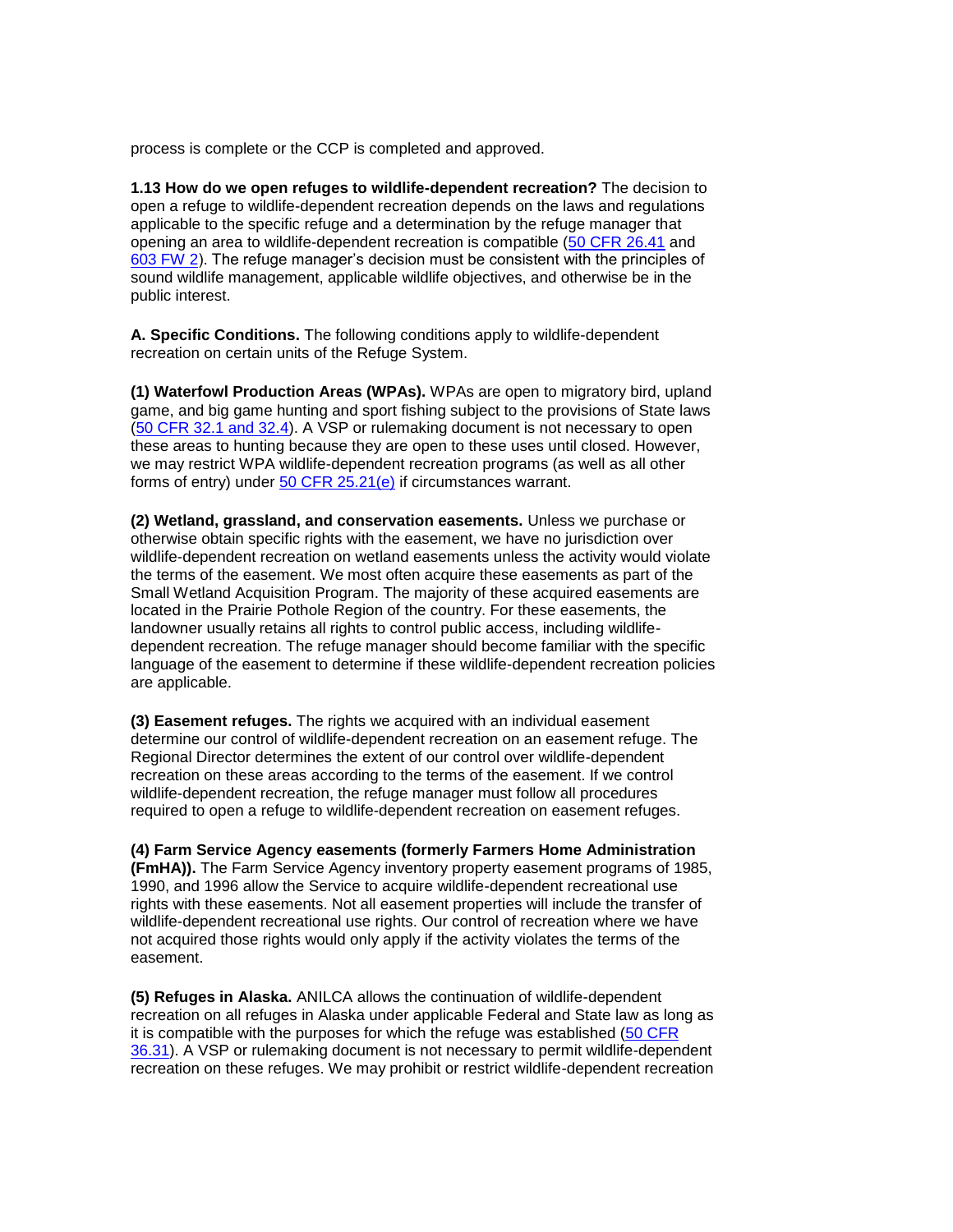process is complete or the CCP is completed and approved.

**1.13 How do we open refuges to wildlife-dependent recreation?** The decision to open a refuge to wildlife-dependent recreation depends on the laws and regulations applicable to the specific refuge and a determination by the refuge manager that opening an area to wildlife-dependent recreation is compatible (50 CFR 26.41 and 603 FW 2). The refuge manager's decision must be consistent with the principles of sound wildlife management, applicable wildlife objectives, and otherwise be in the public interest.

**A. Specific Conditions.** The following conditions apply to wildlife-dependent recreation on certain units of the Refuge System.

**(1) Waterfowl Production Areas (WPAs).** WPAs are open to migratory bird, upland game, and big game hunting and sport fishing subject to the provisions of State laws (50 CFR 32.1 and 32.4). A VSP or rulemaking document is not necessary to open these areas to hunting because they are open to these uses until closed. However, we may restrict WPA wildlife-dependent recreation programs (as well as all other forms of entry) under 50 CFR 25.21(e) if circumstances warrant.

**(2) Wetland, grassland, and conservation easements.** Unless we purchase or otherwise obtain specific rights with the easement, we have no jurisdiction over wildlife-dependent recreation on wetland easements unless the activity would violate the terms of the easement. We most often acquire these easements as part of the Small Wetland Acquisition Program. The majority of these acquired easements are located in the Prairie Pothole Region of the country. For these easements, the landowner usually retains all rights to control public access, including wildlife-dependent recreation. The refuge manager should become familiar with the specific language of the easement to determine if these wildlife-dependent recreation policies are applicable.

**(3) Easement refuges.** The rights we acquired with an individual easement determine our control of wildlife-dependent recreation on an easement refuge. The Regional Director determines the extent of our control over wildlife-dependent recreation on these areas according to the terms of the easement. If we control wildlife-dependent recreation, the refuge manager must follow all procedures required to open a refuge to wildlife-dependent recreation on easement refuges.

**(4) Farm Service Agency easements (formerly Farmers Home Administration (FmHA)).** The Farm Service Agency inventory property easement programs of 1985, 1990, and 1996 allow the Service to acquire wildlife-dependent recreational use rights with these easements. Not all easement properties will include the transfer of wildlife-dependent recreational use rights. Our control of recreation where we have not acquired those rights would only apply if the activity violates the terms of the easement.

**(5) Refuges in Alaska.** ANILCA allows the continuation of wildlife-dependent recreation on all refuges in Alaska under applicable Federal and State law as long as it is compatible with the purposes for which the refuge was established (50 CFR 36.31). A VSP or rulemaking document is not necessary to permit wildlife-dependent recreation on these refuges. We may prohibit or restrict wildlife-dependent recreation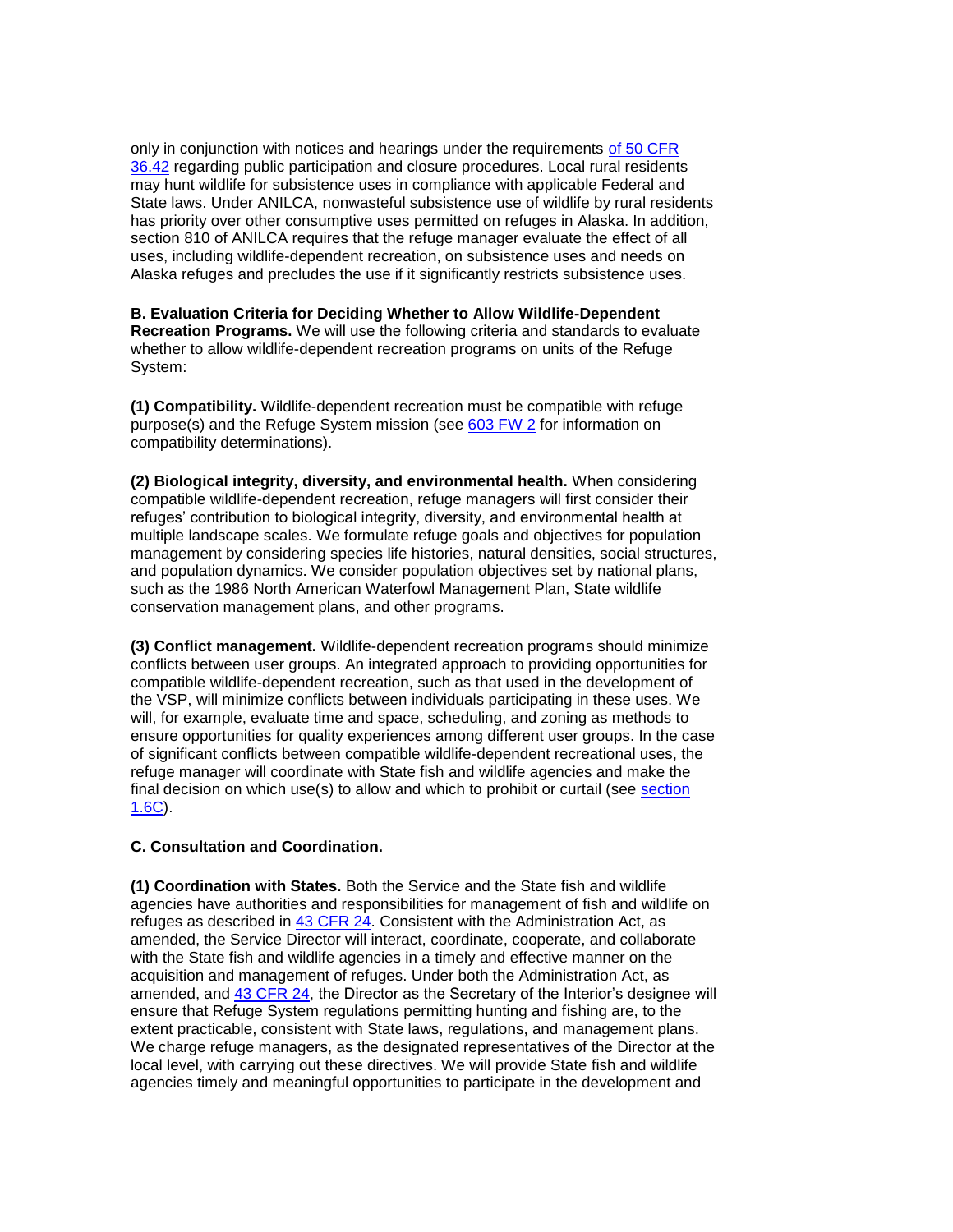only in conjunction with notices and hearings under the requirements of 50 CFR 36.42 regarding public participation and closure procedures. Local rural residents may hunt wildlife for subsistence uses in compliance with applicable Federal and State laws. Under ANILCA, nonwasteful subsistence use of wildlife by rural residents has priority over other consumptive uses permitted on refuges in Alaska. In addition, section 810 of ANILCA requires that the refuge manager evaluate the effect of all uses, including wildlife-dependent recreation, on subsistence uses and needs on Alaska refuges and precludes the use if it significantly restricts subsistence uses.

**B. Evaluation Criteria for Deciding Whether to Allow Wildlife-Dependent Recreation Programs.** We will use the following criteria and standards to evaluate whether to allow wildlife-dependent recreation programs on units of the Refuge System:

**(1) Compatibility.** Wildlife-dependent recreation must be compatible with refuge purpose(s) and the Refuge System mission (see 603 FW 2 for information on compatibility determinations).

**(2) Biological integrity, diversity, and environmental health.** When considering compatible wildlife-dependent recreation, refuge managers will first consider their refuges' contribution to biological integrity, diversity, and environmental health at multiple landscape scales. We formulate refuge goals and objectives for population management by considering species life histories, natural densities, social structures, and population dynamics. We consider population objectives set by national plans, such as the 1986 North American Waterfowl Management Plan, State wildlife conservation management plans, and other programs.

**(3) Conflict management.** Wildlife-dependent recreation programs should minimize conflicts between user groups. An integrated approach to providing opportunities for compatible wildlife-dependent recreation, such as that used in the development of the VSP, will minimize conflicts between individuals participating in these uses. We will, for example, evaluate time and space, scheduling, and zoning as methods to ensure opportunities for quality experiences among different user groups. In the case of significant conflicts between compatible wildlife-dependent recreational uses, the refuge manager will coordinate with State fish and wildlife agencies and make the final decision on which use(s) to allow and which to prohibit or curtail (see section 1.6C).

**C. Consultation and Coordination.**

**(1) Coordination with States.** Both the Service and the State fish and wildlife agencies have authorities and responsibilities for management of fish and wildlife on refuges as described in 43 CFR 24. Consistent with the Administration Act, as amended, the Service Director will interact, coordinate, cooperate, and collaborate with the State fish and wildlife agencies in a timely and effective manner on the acquisition and management of refuges. Under both the Administration Act, as amended, and 43 CFR 24, the Director as the Secretary of the Interior's designee will ensure that Refuge System regulations permitting hunting and fishing are, to the extent practicable, consistent with State laws, regulations, and management plans. We charge refuge managers, as the designated representatives of the Director at the local level, with carrying out these directives. We will provide State fish and wildlife agencies timely and meaningful opportunities to participate in the development and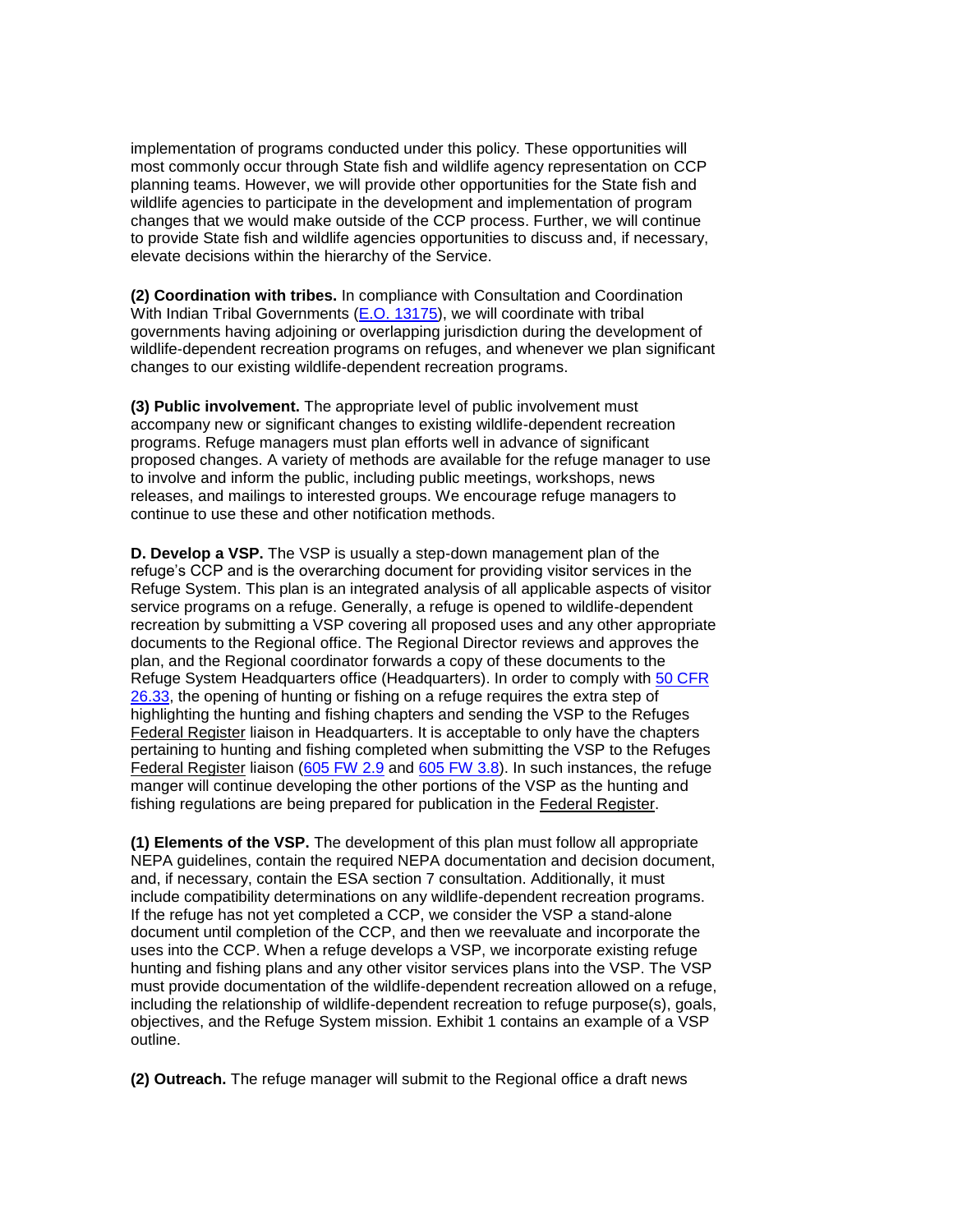implementation of programs conducted under this policy. These opportunities will most commonly occur through State fish and wildlife agency representation on CCP planning teams. However, we will provide other opportunities for the State fish and wildlife agencies to participate in the development and implementation of program changes that we would make outside of the CCP process. Further, we will continue to provide State fish and wildlife agencies opportunities to discuss and, if necessary, elevate decisions within the hierarchy of the Service.

**(2) Coordination with tribes.** In compliance with Consultation and Coordination With Indian Tribal Governments (E.O. 13175), we will coordinate with tribal governments having adjoining or overlapping jurisdiction during the development of wildlife-dependent recreation programs on refuges, and whenever we plan significant changes to our existing wildlife-dependent recreation programs.

**(3) Public involvement.** The appropriate level of public involvement must accompany new or significant changes to existing wildlife-dependent recreation programs. Refuge managers must plan efforts well in advance of significant proposed changes. A variety of methods are available for the refuge manager to use to involve and inform the public, including public meetings, workshops, news releases, and mailings to interested groups. We encourage refuge managers to continue to use these and other notification methods.

**D. Develop a VSP.** The VSP is usually a step-down management plan of the refuge's CCP and is the overarching document for providing visitor services in the Refuge System. This plan is an integrated analysis of all applicable aspects of visitor service programs on a refuge. Generally, a refuge is opened to wildlife-dependent recreation by submitting a VSP covering all proposed uses and any other appropriate documents to the Regional office. The Regional Director reviews and approves the plan, and the Regional coordinator forwards a copy of these documents to the Refuge System Headquarters office (Headquarters). In order to comply with 50 CFR 26.33, the opening of hunting or fishing on a refuge requires the extra step of highlighting the hunting and fishing chapters and sending the VSP to the Refuges Federal Register liaison in Headquarters. It is acceptable to only have the chapters pertaining to hunting and fishing completed when submitting the VSP to the Refuges Federal Register liaison (605 FW 2.9 and 605 FW 3.8). In such instances, the refuge manger will continue developing the other portions of the VSP as the hunting and fishing regulations are being prepared for publication in the Federal Register.

**(1) Elements of the VSP.** The development of this plan must follow all appropriate NEPA guidelines, contain the required NEPA documentation and decision document, and, if necessary, contain the ESA section 7 consultation. Additionally, it must include compatibility determinations on any wildlife-dependent recreation programs. If the refuge has not yet completed a CCP, we consider the VSP a stand-alone document until completion of the CCP, and then we reevaluate and incorporate the uses into the CCP. When a refuge develops a VSP, we incorporate existing refuge hunting and fishing plans and any other visitor services plans into the VSP. The VSP must provide documentation of the wildlife-dependent recreation allowed on a refuge, including the relationship of wildlife-dependent recreation to refuge purpose(s), goals, objectives, and the Refuge System mission. Exhibit 1 contains an example of a VSP outline.

**(2) Outreach.** The refuge manager will submit to the Regional office a draft news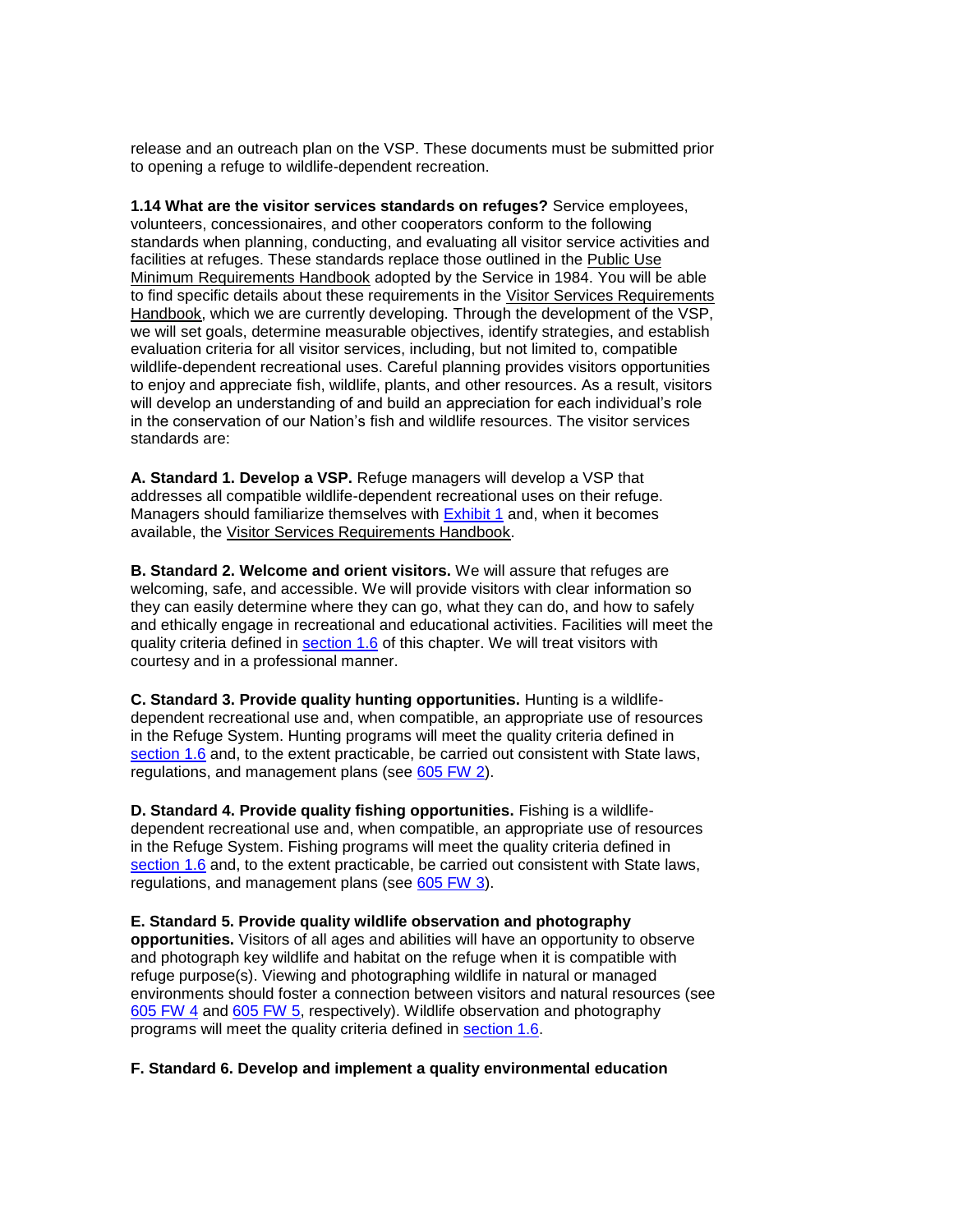release and an outreach plan on the VSP. These documents must be submitted prior to opening a refuge to wildlife-dependent recreation.

**1.14 What are the visitor services standards on refuges?** Service employees, volunteers, concessionaires, and other cooperators conform to the following standards when planning, conducting, and evaluating all visitor service activities and facilities at refuges. These standards replace those outlined in the Public Use Minimum Requirements Handbook adopted by the Service in 1984. You will be able to find specific details about these requirements in the Visitor Services Requirements Handbook, which we are currently developing. Through the development of the VSP, we will set goals, determine measurable objectives, identify strategies, and establish evaluation criteria for all visitor services, including, but not limited to, compatible wildlife-dependent recreational uses. Careful planning provides visitors opportunities to enjoy and appreciate fish, wildlife, plants, and other resources. As a result, visitors will develop an understanding of and build an appreciation for each individual's role in the conservation of our Nation's fish and wildlife resources. The visitor services standards are:

**A. Standard 1. Develop a VSP.** Refuge managers will develop a VSP that addresses all compatible wildlife-dependent recreational uses on their refuge. Managers should familiarize themselves with Exhibit 1 and, when it becomes available, the Visitor Services Requirements Handbook.

**B. Standard 2. Welcome and orient visitors.** We will assure that refuges are welcoming, safe, and accessible. We will provide visitors with clear information so they can easily determine where they can go, what they can do, and how to safely and ethically engage in recreational and educational activities. Facilities will meet the quality criteria defined in section 1.6 of this chapter. We will treat visitors with courtesy and in a professional manner.

**C. Standard 3. Provide quality hunting opportunities.** Hunting is a wildlife-dependent recreational use and, when compatible, an appropriate use of resources in the Refuge System. Hunting programs will meet the quality criteria defined in section 1.6 and, to the extent practicable, be carried out consistent with State laws, regulations, and management plans (see 605 FW 2).

**D. Standard 4. Provide quality fishing opportunities.** Fishing is a wildlife-dependent recreational use and, when compatible, an appropriate use of resources in the Refuge System. Fishing programs will meet the quality criteria defined in section 1.6 and, to the extent practicable, be carried out consistent with State laws, regulations, and management plans (see 605 FW 3).

**E. Standard 5. Provide quality wildlife observation and photography opportunities.** Visitors of all ages and abilities will have an opportunity to observe and photograph key wildlife and habitat on the refuge when it is compatible with refuge purpose(s). Viewing and photographing wildlife in natural or managed environments should foster a connection between visitors and natural resources (see 605 FW 4 and 605 FW 5, respectively). Wildlife observation and photography programs will meet the quality criteria defined in section 1.6.

**F. Standard 6. Develop and implement a quality environmental education**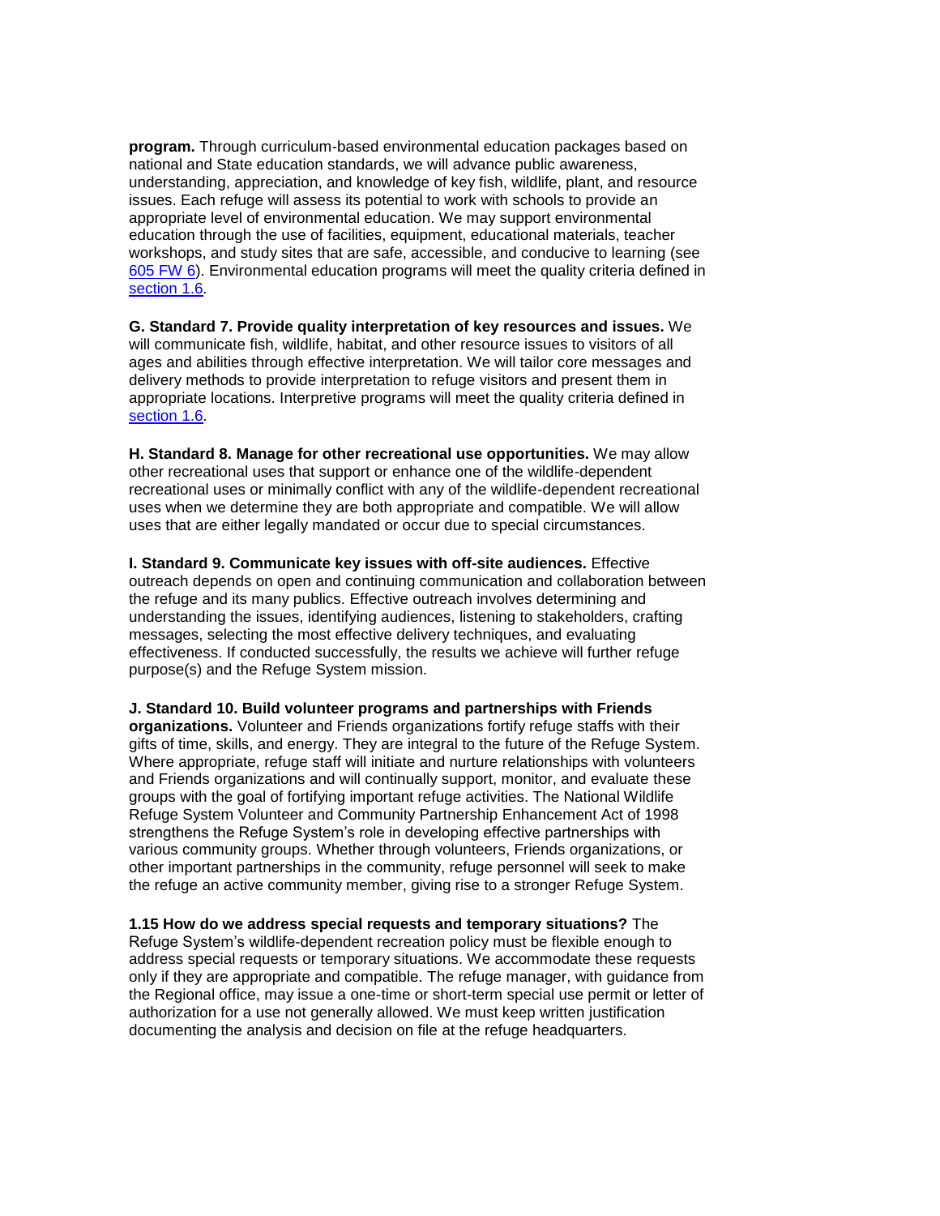**program.** Through curriculum-based environmental education packages based on national and State education standards, we will advance public awareness, understanding, appreciation, and knowledge of key fish, wildlife, plant, and resource issues. Each refuge will assess its potential to work with schools to provide an appropriate level of environmental education. We may support environmental education through the use of facilities, equipment, educational materials, teacher workshops, and study sites that are safe, accessible, and conducive to learning (see 605 FW 6). Environmental education programs will meet the quality criteria defined in section 1.6.

**G. Standard 7. Provide quality interpretation of key resources and issues.** We will communicate fish, wildlife, habitat, and other resource issues to visitors of all ages and abilities through effective interpretation. We will tailor core messages and delivery methods to provide interpretation to refuge visitors and present them in appropriate locations. Interpretive programs will meet the quality criteria defined in section 1.6.

**H. Standard 8. Manage for other recreational use opportunities.** We may allow other recreational uses that support or enhance one of the wildlife-dependent recreational uses or minimally conflict with any of the wildlife-dependent recreational uses when we determine they are both appropriate and compatible. We will allow uses that are either legally mandated or occur due to special circumstances.

**I. Standard 9. Communicate key issues with off-site audiences.** Effective outreach depends on open and continuing communication and collaboration between the refuge and its many publics. Effective outreach involves determining and understanding the issues, identifying audiences, listening to stakeholders, crafting messages, selecting the most effective delivery techniques, and evaluating effectiveness. If conducted successfully, the results we achieve will further refuge purpose(s) and the Refuge System mission.

**J. Standard 10. Build volunteer programs and partnerships with Friends organizations.** Volunteer and Friends organizations fortify refuge staffs with their gifts of time, skills, and energy. They are integral to the future of the Refuge System. Where appropriate, refuge staff will initiate and nurture relationships with volunteers and Friends organizations and will continually support, monitor, and evaluate these groups with the goal of fortifying important refuge activities. The National Wildlife Refuge System Volunteer and Community Partnership Enhancement Act of 1998 strengthens the Refuge System's role in developing effective partnerships with various community groups. Whether through volunteers, Friends organizations, or other important partnerships in the community, refuge personnel will seek to make the refuge an active community member, giving rise to a stronger Refuge System.

**1.15 How do we address special requests and temporary situations?** The Refuge System's wildlife-dependent recreation policy must be flexible enough to address special requests or temporary situations. We accommodate these requests only if they are appropriate and compatible. The refuge manager, with guidance from the Regional office, may issue a one-time or short-term special use permit or letter of authorization for a use not generally allowed. We must keep written justification documenting the analysis and decision on file at the refuge headquarters.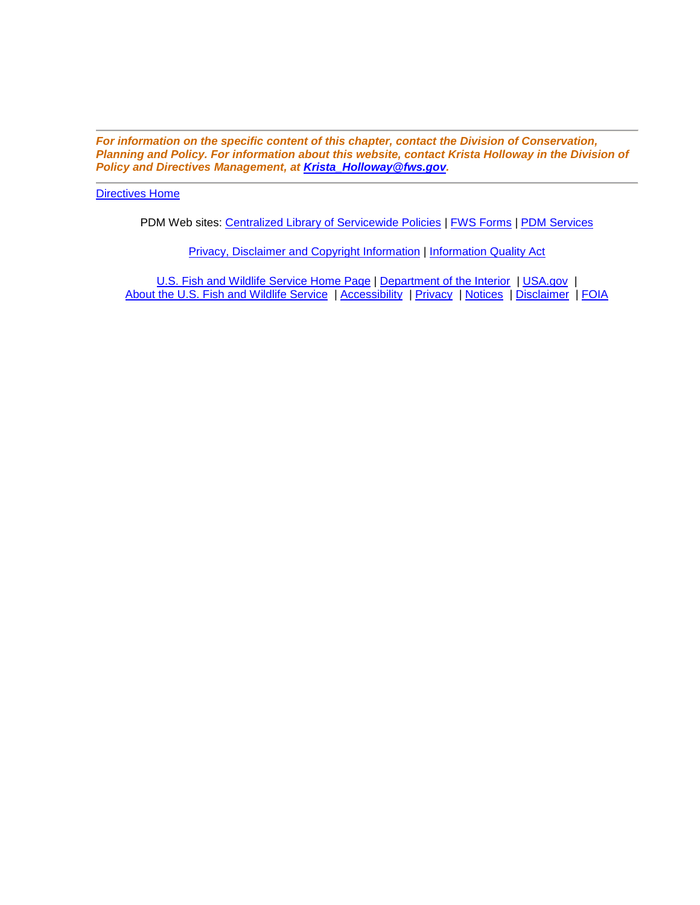---

***For information on the specific content of this chapter, contact the Division of Conservation, Planning and Policy. For information about this website, contact Krista Holloway in the Division of Policy and Directives Management, at Krista_Holloway@fws.gov.***

---

Directives Home

PDM Web sites: Centralized Library of Servicewide Policies | FWS Forms | PDM Services

Privacy, Disclaimer and Copyright Information | Information Quality Act

U.S. Fish and Wildlife Service Home Page | Department of the Interior | USA.gov | About the U.S. Fish and Wildlife Service | Accessibility | Privacy | Notices | Disclaimer | FOIA